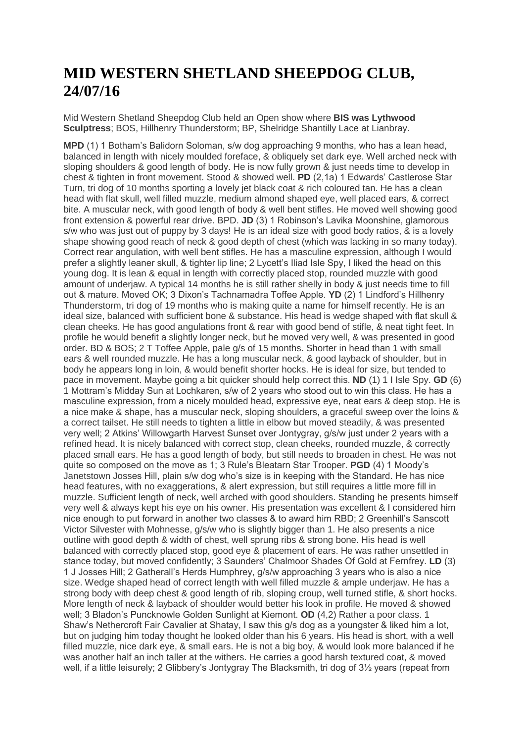# MID WESTERN SHETLAND SHEEPDOG CLUB, 24/07/16

Mid Western Shetland Sheepdog Club held an Open show where **BIS was Lythwood Sculptress**; BOS, Hillhenry Thunderstorm; BP, Shelridge Shantilly Lace at Lianbray.

**MPD** (1) 1 Botham's Balidorn Soloman, s/w dog approaching 9 months, who has a lean head, balanced in length with nicely moulded foreface, & obliquely set dark eye. Well arched neck with sloping shoulders & good length of body. He is now fully grown & just needs time to develop in chest & tighten in front movement. Stood & showed well. **PD** (2,1a) 1 Edwards' Castlerose Star Turn, tri dog of 10 months sporting a lovely jet black coat & rich coloured tan. He has a clean head with flat skull, well filled muzzle, medium almond shaped eye, well placed ears, & correct bite. A muscular neck, with good length of body & well bent stifles. He moved well showing good front extension & powerful rear drive. BPD. **JD** (3) 1 Robinson's Lavika Moonshine, glamorous s/w who was just out of puppy by 3 days! He is an ideal size with good body ratios, & is a lovely shape showing good reach of neck & good depth of chest (which was lacking in so many today). Correct rear angulation, with well bent stifles. He has a masculine expression, although I would prefer a slightly leaner skull, & tighter lip line; 2 Lycett's Iliad Isle Spy, I liked the head on this young dog. It is lean & equal in length with correctly placed stop, rounded muzzle with good amount of underjaw. A typical 14 months he is still rather shelly in body & just needs time to fill out & mature. Moved OK; 3 Dixon's Tachnamadra Toffee Apple. **YD** (2) 1 Lindford's Hillhenry Thunderstorm, tri dog of 19 months who is making quite a name for himself recently. He is an ideal size, balanced with sufficient bone & substance. His head is wedge shaped with flat skull & clean cheeks. He has good angulations front & rear with good bend of stifle, & neat tight feet. In profile he would benefit a slightly longer neck, but he moved very well, & was presented in good order. BD & BOS; 2 T Toffee Apple, pale g/s of 15 months. Shorter in head than 1 with small ears & well rounded muzzle. He has a long muscular neck, & good layback of shoulder, but in body he appears long in loin, & would benefit shorter hocks. He is ideal for size, but tended to pace in movement. Maybe going a bit quicker should help correct this. **ND** (1) 1 I Isle Spy. **GD** (6) 1 Mottram's Midday Sun at Lochkaren, s/w of 2 years who stood out to win this class. He has a masculine expression, from a nicely moulded head, expressive eye, neat ears & deep stop. He is a nice make & shape, has a muscular neck, sloping shoulders, a graceful sweep over the loins & a correct tailset. He still needs to tighten a little in elbow but moved steadily, & was presented very well; 2 Atkins' Willowgarth Harvest Sunset over Jontygray, g/s/w just under 2 years with a refined head. It is nicely balanced with correct stop, clean cheeks, rounded muzzle, & correctly placed small ears. He has a good length of body, but still needs to broaden in chest. He was not quite so composed on the move as 1; 3 Rule's Bleatarn Star Trooper. **PGD** (4) 1 Moody's Janetstown Josses Hill, plain s/w dog who's size is in keeping with the Standard. He has nice head features, with no exaggerations, & alert expression, but still requires a little more fill in muzzle. Sufficient length of neck, well arched with good shoulders. Standing he presents himself very well & always kept his eye on his owner. His presentation was excellent & I considered him nice enough to put forward in another two classes & to award him RBD; 2 Greenhill's Sanscott Victor Silvester with Mohnesse, g/s/w who is slightly bigger than 1. He also presents a nice outline with good depth & width of chest, well sprung ribs & strong bone. His head is well balanced with correctly placed stop, good eye & placement of ears. He was rather unsettled in stance today, but moved confidently; 3 Saunders' Chalmoor Shades Of Gold at Fernfrey. **LD** (3) 1 J Josses Hill; 2 Gatherall's Herds Humphrey, g/s/w approaching 3 years who is also a nice size. Wedge shaped head of correct length with well filled muzzle & ample underjaw. He has a strong body with deep chest & good length of rib, sloping croup, well turned stifle, & short hocks. More length of neck & layback of shoulder would better his look in profile. He moved & showed well; 3 Bladon's Puncknowle Golden Sunlight at Kiemont. **OD** (4,2) Rather a poor class. 1 Shaw's Nethercroft Fair Cavalier at Shatay, I saw this g/s dog as a youngster & liked him a lot, but on judging him today thought he looked older than his 6 years. His head is short, with a well filled muzzle, nice dark eye, & small ears. He is not a big boy, & would look more balanced if he was another half an inch taller at the withers. He carries a good harsh textured coat, & moved well, if a little leisurely; 2 Glibbery's Jontygray The Blacksmith, tri dog of 3½ years (repeat from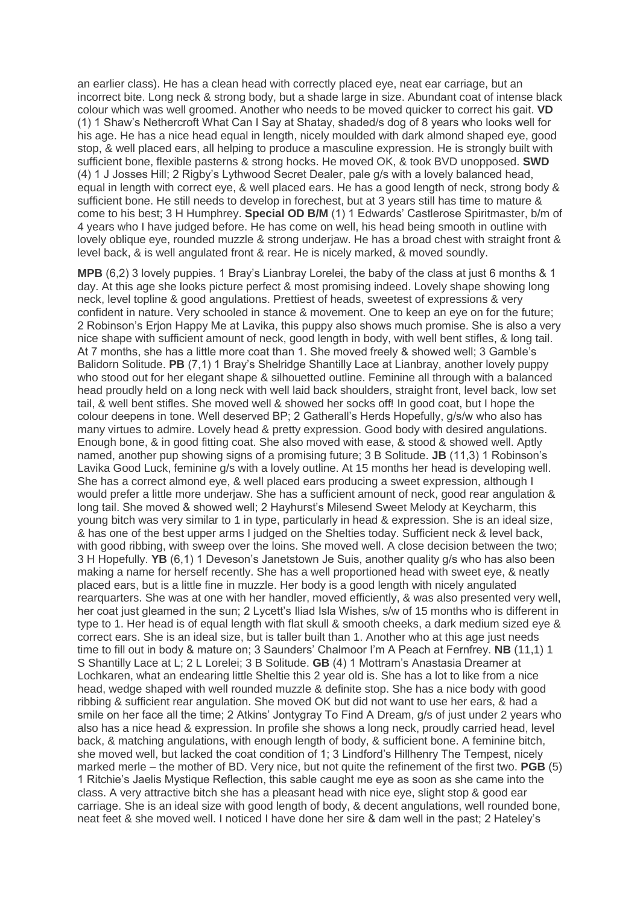an earlier class). He has a clean head with correctly placed eye, neat ear carriage, but an incorrect bite. Long neck & strong body, but a shade large in size. Abundant coat of intense black colour which was well groomed. Another who needs to be moved quicker to correct his gait. **VD** (1) 1 Shaw's Nethercroft What Can I Say at Shatay, shaded/s dog of 8 years who looks well for his age. He has a nice head equal in length, nicely moulded with dark almond shaped eye, good stop, & well placed ears, all helping to produce a masculine expression. He is strongly built with sufficient bone, flexible pasterns & strong hocks. He moved OK, & took BVD unopposed. **SWD** (4) 1 J Josses Hill; 2 Rigby's Lythwood Secret Dealer, pale g/s with a lovely balanced head, equal in length with correct eye, & well placed ears. He has a good length of neck, strong body & sufficient bone. He still needs to develop in forechest, but at 3 years still has time to mature & come to his best; 3 H Humphrey. **Special OD B/M** (1) 1 Edwards' Castlerose Spiritmaster, b/m of 4 years who I have judged before. He has come on well, his head being smooth in outline with lovely oblique eye, rounded muzzle & strong underjaw. He has a broad chest with straight front & level back, & is well angulated front & rear. He is nicely marked, & moved soundly.

**MPB** (6,2) 3 lovely puppies. 1 Bray's Lianbray Lorelei, the baby of the class at just 6 months & 1 day. At this age she looks picture perfect & most promising indeed. Lovely shape showing long neck, level topline & good angulations. Prettiest of heads, sweetest of expressions & very confident in nature. Very schooled in stance & movement. One to keep an eye on for the future; 2 Robinson's Erjon Happy Me at Lavika, this puppy also shows much promise. She is also a very nice shape with sufficient amount of neck, good length in body, with well bent stifles, & long tail. At 7 months, she has a little more coat than 1. She moved freely & showed well; 3 Gamble's Balidorn Solitude. **PB** (7,1) 1 Bray's Shelridge Shantilly Lace at Lianbray, another lovely puppy who stood out for her elegant shape & silhouetted outline. Feminine all through with a balanced head proudly held on a long neck with well laid back shoulders, straight front, level back, low set tail, & well bent stifles. She moved well & showed her socks off! In good coat, but I hope the colour deepens in tone. Well deserved BP; 2 Gatherall's Herds Hopefully, g/s/w who also has many virtues to admire. Lovely head & pretty expression. Good body with desired angulations. Enough bone, & in good fitting coat. She also moved with ease, & stood & showed well. Aptly named, another pup showing signs of a promising future; 3 B Solitude. **JB** (11,3) 1 Robinson's Lavika Good Luck, feminine g/s with a lovely outline. At 15 months her head is developing well. She has a correct almond eye, & well placed ears producing a sweet expression, although I would prefer a little more underjaw. She has a sufficient amount of neck, good rear angulation & long tail. She moved & showed well; 2 Hayhurst's Milesend Sweet Melody at Keycharm, this young bitch was very similar to 1 in type, particularly in head & expression. She is an ideal size, & has one of the best upper arms I judged on the Shelties today. Sufficient neck & level back, with good ribbing, with sweep over the loins. She moved well. A close decision between the two; 3 H Hopefully. **YB** (6,1) 1 Deveson's Janetstown Je Suis, another quality g/s who has also been making a name for herself recently. She has a well proportioned head with sweet eye, & neatly placed ears, but is a little fine in muzzle. Her body is a good length with nicely angulated rearquarters. She was at one with her handler, moved efficiently, & was also presented very well, her coat just gleamed in the sun; 2 Lycett's Iliad Isla Wishes, s/w of 15 months who is different in type to 1. Her head is of equal length with flat skull & smooth cheeks, a dark medium sized eye & correct ears. She is an ideal size, but is taller built than 1. Another who at this age just needs time to fill out in body & mature on; 3 Saunders' Chalmoor I'm A Peach at Fernfrey. **NB** (11,1) 1 S Shantilly Lace at L; 2 L Lorelei; 3 B Solitude. **GB** (4) 1 Mottram's Anastasia Dreamer at Lochkaren, what an endearing little Sheltie this 2 year old is. She has a lot to like from a nice head, wedge shaped with well rounded muzzle & definite stop. She has a nice body with good ribbing & sufficient rear angulation. She moved OK but did not want to use her ears, & had a smile on her face all the time; 2 Atkins' Jontygray To Find A Dream, g/s of just under 2 years who also has a nice head & expression. In profile she shows a long neck, proudly carried head, level back, & matching angulations, with enough length of body, & sufficient bone. A feminine bitch, she moved well, but lacked the coat condition of 1; 3 Lindford's Hillhenry The Tempest, nicely marked merle – the mother of BD. Very nice, but not quite the refinement of the first two. **PGB** (5) 1 Ritchie's Jaelis Mystique Reflection, this sable caught me eye as soon as she came into the class. A very attractive bitch she has a pleasant head with nice eye, slight stop & good ear carriage. She is an ideal size with good length of body, & decent angulations, well rounded bone, neat feet & she moved well. I noticed I have done her sire & dam well in the past; 2 Hateley's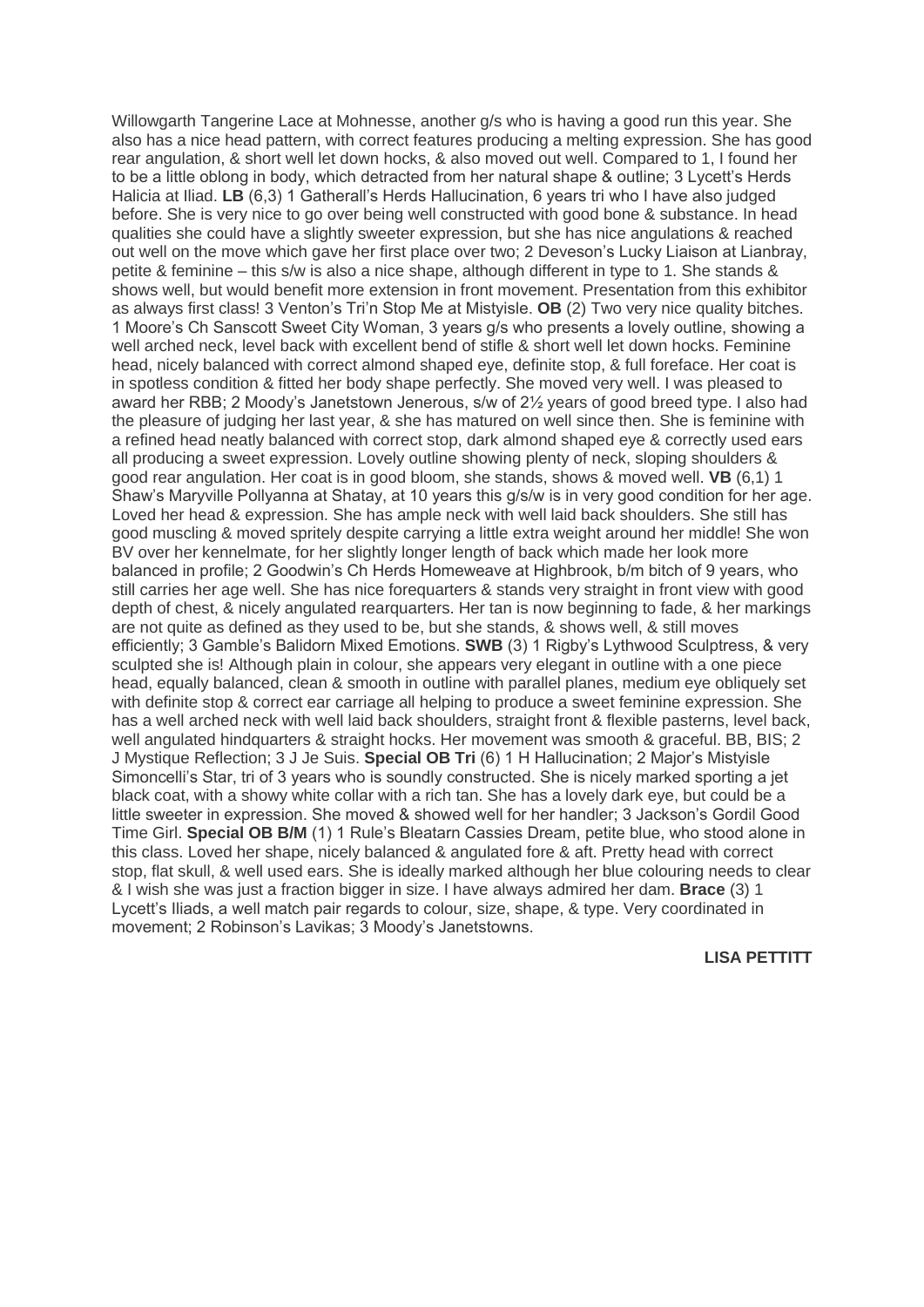Willowgarth Tangerine Lace at Mohnesse, another g/s who is having a good run this year. She also has a nice head pattern, with correct features producing a melting expression. She has good rear angulation, & short well let down hocks, & also moved out well. Compared to 1, I found her to be a little oblong in body, which detracted from her natural shape & outline; 3 Lycett's Herds Halicia at Iliad. **LB** (6,3) 1 Gatherall's Herds Hallucination, 6 years tri who I have also judged before. She is very nice to go over being well constructed with good bone & substance. In head qualities she could have a slightly sweeter expression, but she has nice angulations & reached out well on the move which gave her first place over two; 2 Deveson's Lucky Liaison at Lianbray, petite & feminine – this s/w is also a nice shape, although different in type to 1. She stands & shows well, but would benefit more extension in front movement. Presentation from this exhibitor as always first class! 3 Venton's Tri'n Stop Me at Mistyisle. **OB** (2) Two very nice quality bitches. 1 Moore's Ch Sanscott Sweet City Woman, 3 years g/s who presents a lovely outline, showing a well arched neck, level back with excellent bend of stifle & short well let down hocks. Feminine head, nicely balanced with correct almond shaped eye, definite stop, & full foreface. Her coat is in spotless condition & fitted her body shape perfectly. She moved very well. I was pleased to award her RBB; 2 Moody's Janetstown Jenerous, s/w of 2½ years of good breed type. I also had the pleasure of judging her last year, & she has matured on well since then. She is feminine with a refined head neatly balanced with correct stop, dark almond shaped eye & correctly used ears all producing a sweet expression. Lovely outline showing plenty of neck, sloping shoulders & good rear angulation. Her coat is in good bloom, she stands, shows & moved well. **VB** (6,1) 1 Shaw's Maryville Pollyanna at Shatay, at 10 years this g/s/w is in very good condition for her age. Loved her head & expression. She has ample neck with well laid back shoulders. She still has good muscling & moved spritely despite carrying a little extra weight around her middle! She won BV over her kennelmate, for her slightly longer length of back which made her look more balanced in profile; 2 Goodwin's Ch Herds Homeweave at Highbrook, b/m bitch of 9 years, who still carries her age well. She has nice forequarters & stands very straight in front view with good depth of chest, & nicely angulated rearquarters. Her tan is now beginning to fade, & her markings are not quite as defined as they used to be, but she stands, & shows well, & still moves efficiently; 3 Gamble's Balidorn Mixed Emotions. **SWB** (3) 1 Rigby's Lythwood Sculptress, & very sculpted she is! Although plain in colour, she appears very elegant in outline with a one piece head, equally balanced, clean & smooth in outline with parallel planes, medium eye obliquely set with definite stop & correct ear carriage all helping to produce a sweet feminine expression. She has a well arched neck with well laid back shoulders, straight front & flexible pasterns, level back, well angulated hindquarters & straight hocks. Her movement was smooth & graceful. BB, BIS; 2 J Mystique Reflection; 3 J Je Suis. **Special OB Tri** (6) 1 H Hallucination; 2 Major's Mistyisle Simoncelli's Star, tri of 3 years who is soundly constructed. She is nicely marked sporting a jet black coat, with a showy white collar with a rich tan. She has a lovely dark eye, but could be a little sweeter in expression. She moved & showed well for her handler; 3 Jackson's Gordil Good Time Girl. **Special OB B/M** (1) 1 Rule's Bleatarn Cassies Dream, petite blue, who stood alone in this class. Loved her shape, nicely balanced & angulated fore & aft. Pretty head with correct stop, flat skull, & well used ears. She is ideally marked although her blue colouring needs to clear & I wish she was just a fraction bigger in size. I have always admired her dam. **Brace** (3) 1 Lycett's Iliads, a well match pair regards to colour, size, shape, & type. Very coordinated in movement; 2 Robinson's Lavikas; 3 Moody's Janetstowns.

**LISA PETTITT**